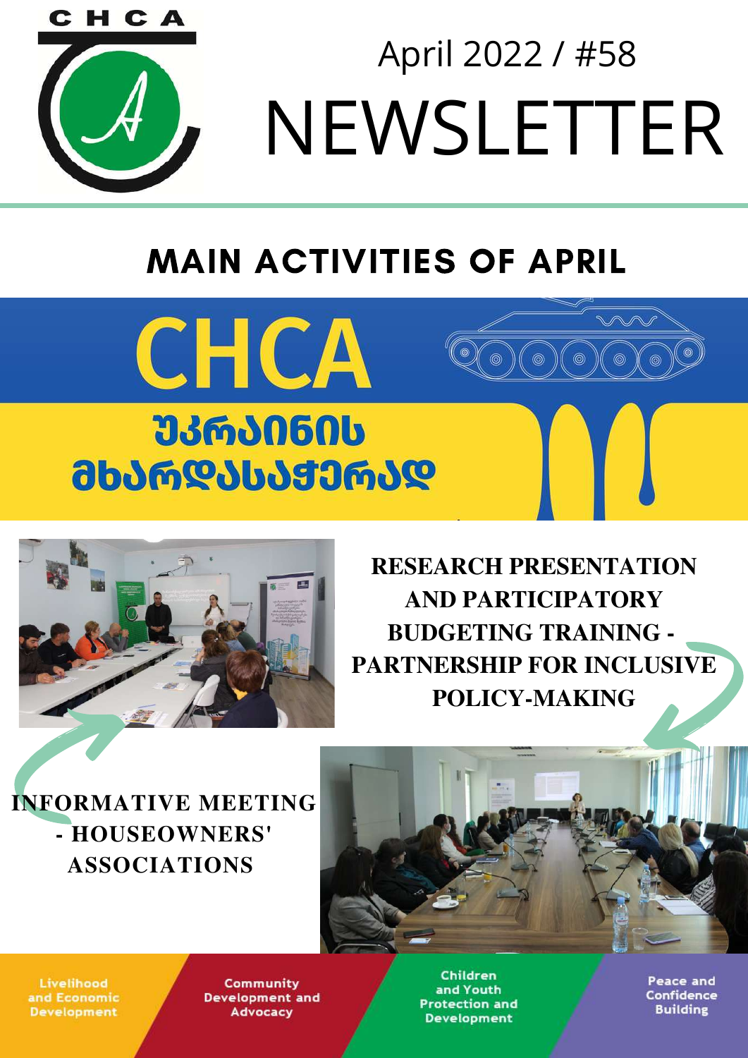CHCA

April 2022 / #58

# NEWSLETTER

## MAIN ACTIVITIES OF APRIL

CHCA

უკრაინის მხარდასაჭერად

### RESEARCH PRESENTATION AND PARTICIPATORY BUDGETING TRAINING - PARTNERSHIP FOR INCLUSIVE POLICY-MAKING

### INFORMATIVE MEETING - HOUSEOWNERS' ASSOCIATIONS

Livelihood and Economic Development

Community Development and Advocacy

Children and Youth Protection and Development

Peace and Confidence Building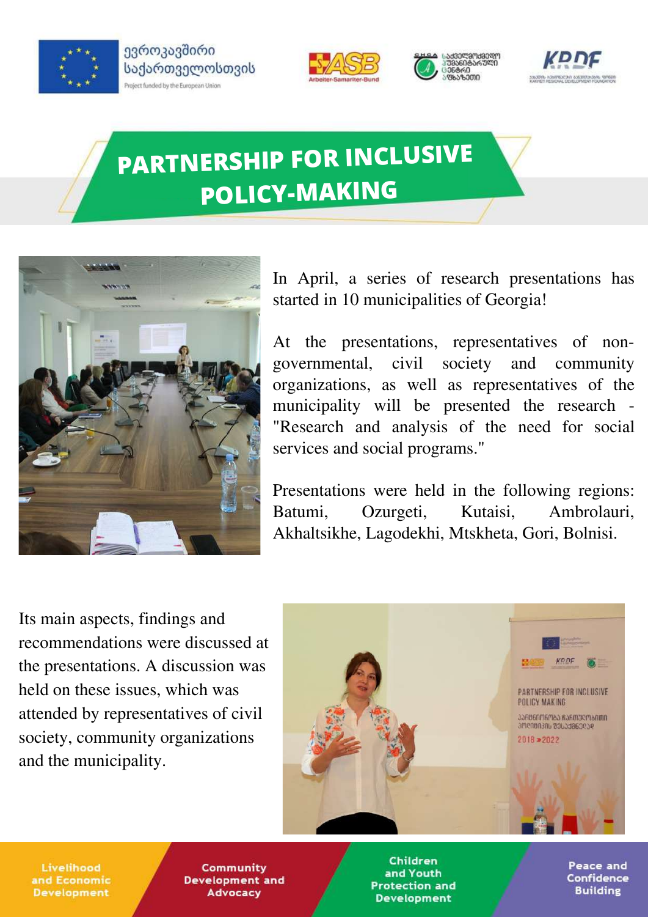ევროკავშირი საქართველოსთვის

Project funded by the European Union

# PARTNERSHIP FOR INCLUSIVE POLICY-MAKING

In April, a series of research presentations has started in 10 municipalities of Georgia!

At the presentations, representatives of non-governmental, civil society and community organizations, as well as representatives of the municipality will be presented the research - "Research and analysis of the need for social services and social programs."

Presentations were held in the following regions: Batumi, Ozurgeti, Kutaisi, Ambrolauri, Akhaltsikhe, Lagodekhi, Mtskheta, Gori, Bolnisi.

Its main aspects, findings and recommendations were discussed at the presentations. A discussion was held on these issues, which was attended by representatives of civil society, community organizations and the municipality.

Livelihood and Economic Development | Community Development and Advocacy | Children and Youth Protection and Development | Peace and Confidence Building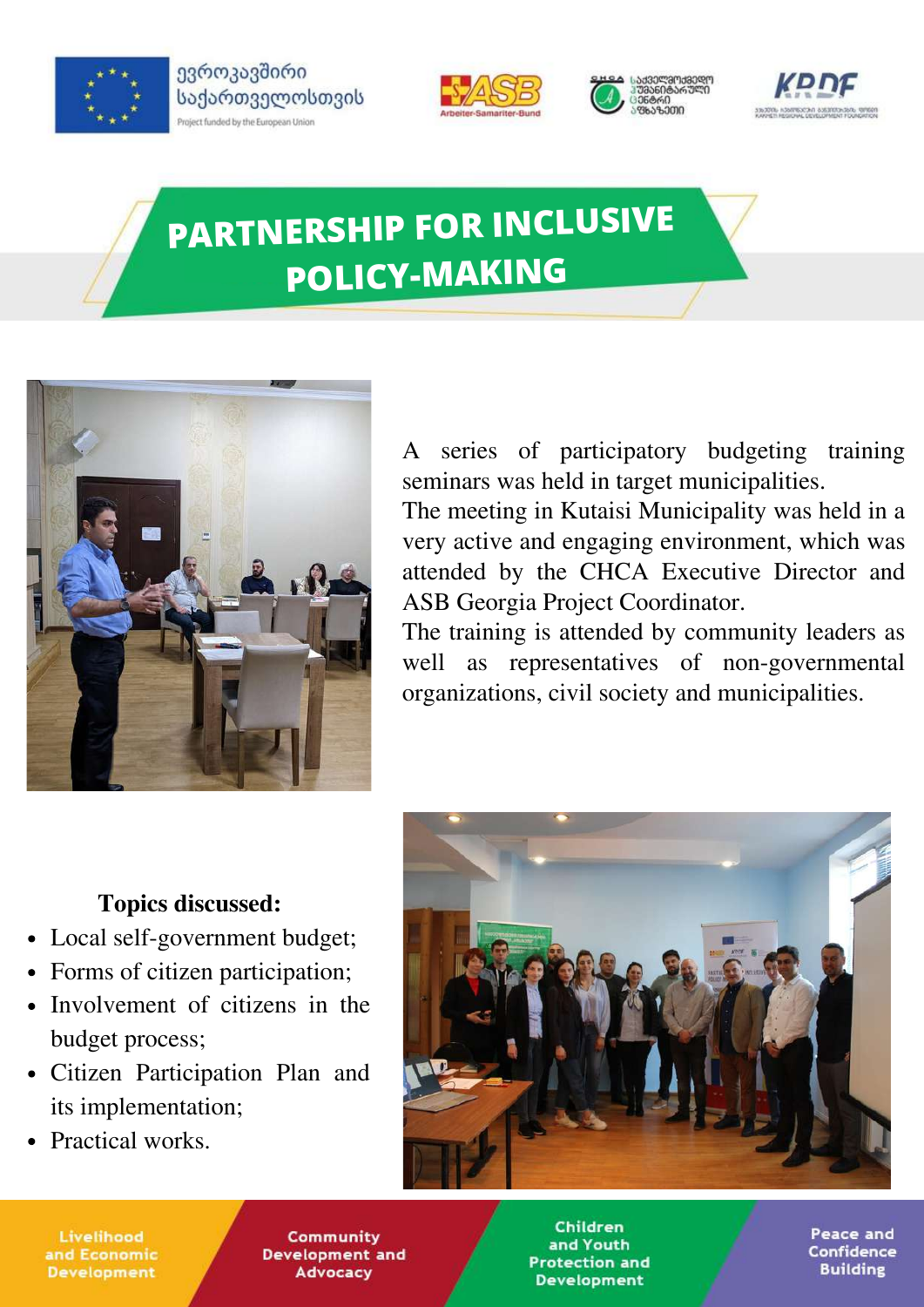ევროკავშირი საქართველოსთვის

Project funded by the European Union

# PARTNERSHIP FOR INCLUSIVE POLICY-MAKING

A series of participatory budgeting training seminars was held in target municipalities.
The meeting in Kutaisi Municipality was held in a very active and engaging environment, which was attended by the CHCA Executive Director and ASB Georgia Project Coordinator.
The training is attended by community leaders as well as representatives of non-governmental organizations, civil society and municipalities.

**Topics discussed:**

- Local self-government budget;
- Forms of citizen participation;
- Involvement of citizens in the budget process;
- Citizen Participation Plan and its implementation;
- Practical works.

Livelihood and Economic Development | Community Development and Advocacy | Children and Youth Protection and Development | Peace and Confidence Building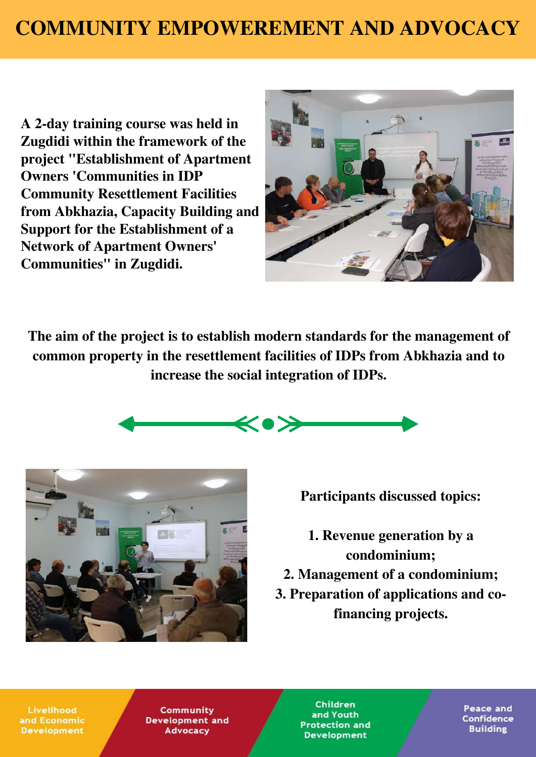# COMMUNITY EMPOWEREMENT AND ADVOCACY

**A 2-day training course was held in Zugdidi within the framework of the project "Establishment of Apartment Owners 'Communities in IDP Community Resettlement Facilities from Abkhazia, Capacity Building and Support for the Establishment of a Network of Apartment Owners' Communities" in Zugdidi.**

**The aim of the project is to establish modern standards for the management of common property in the resettlement facilities of IDPs from Abkhazia and to increase the social integration of IDPs.**

**Participants discussed topics:**

1. **Revenue generation by a condominium;**
2. **Management of a condominium;**
3. **Preparation of applications and co-financing projects.**

Livelihood and Economic Development | Community Development and Advocacy | Children and Youth Protection and Development | Peace and Confidence Building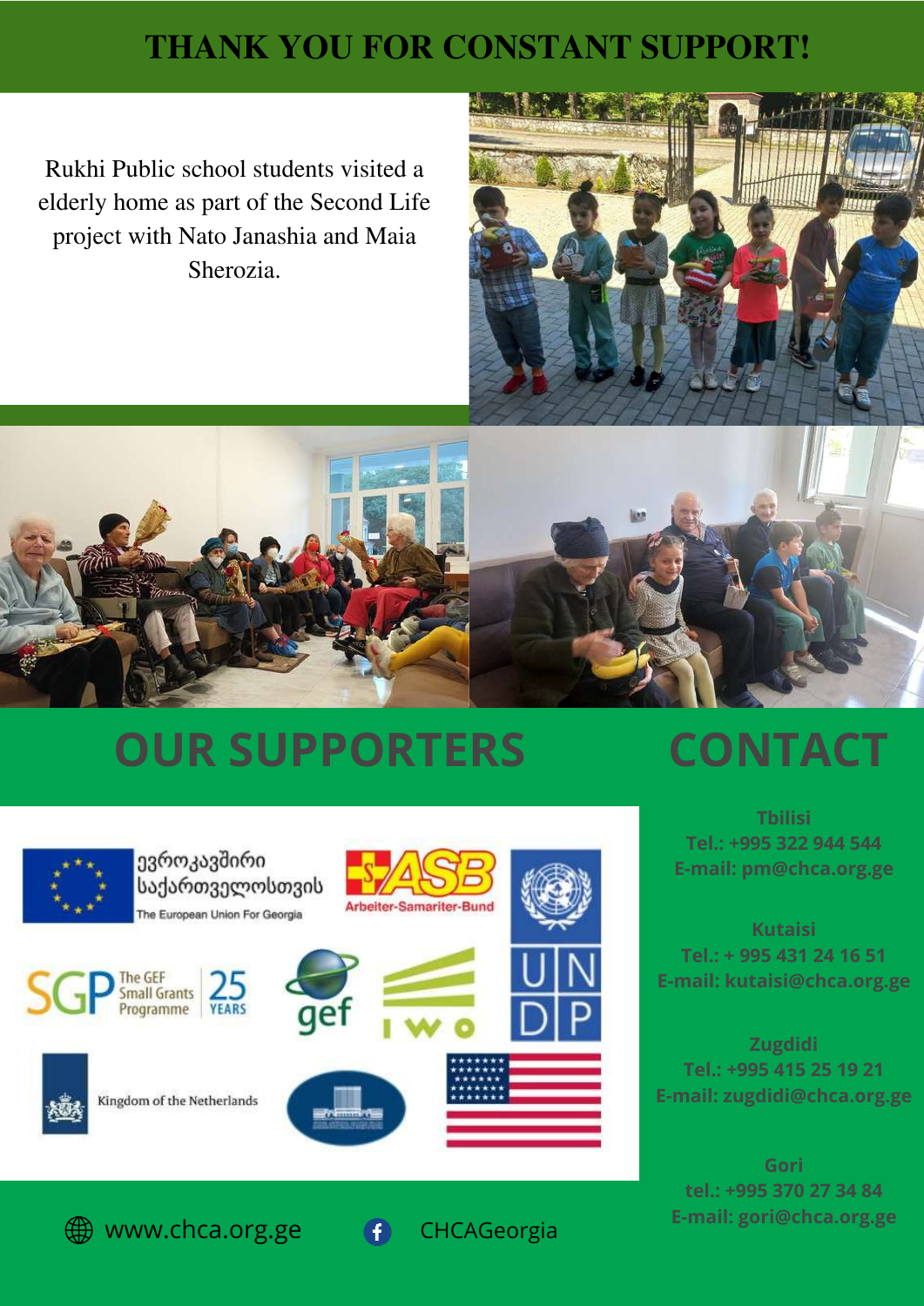# THANK YOU FOR CONSTANT SUPPORT!

Rukhi Public school students visited a elderly home as part of the Second Life project with Nato Janashia and Maia Sherozia.

## OUR SUPPORTERS

ევროკავშირი საქართველოსთვის

The European Union For Georgia

ASB Arbeiter-Samariter-Bund

UNDP

SGP The GEF Small Grants Programme 25 YEARS

gef

IWO

Kingdom of the Netherlands

## CONTACT

**Tbilisi**
Tel.: +995 322 944 544
E-mail: pm@chca.org.ge

**Kutaisi**
Tel.: + 995 431 24 16 51
E-mail: kutaisi@chca.org.ge

**Zugdidi**
Tel.: +995 415 25 19 21
E-mail: zugdidi@chca.org.ge

**Gori**
tel.: +995 370 27 34 84
E-mail: gori@chca.org.ge

www.chca.org.ge

CHCAGeorgia